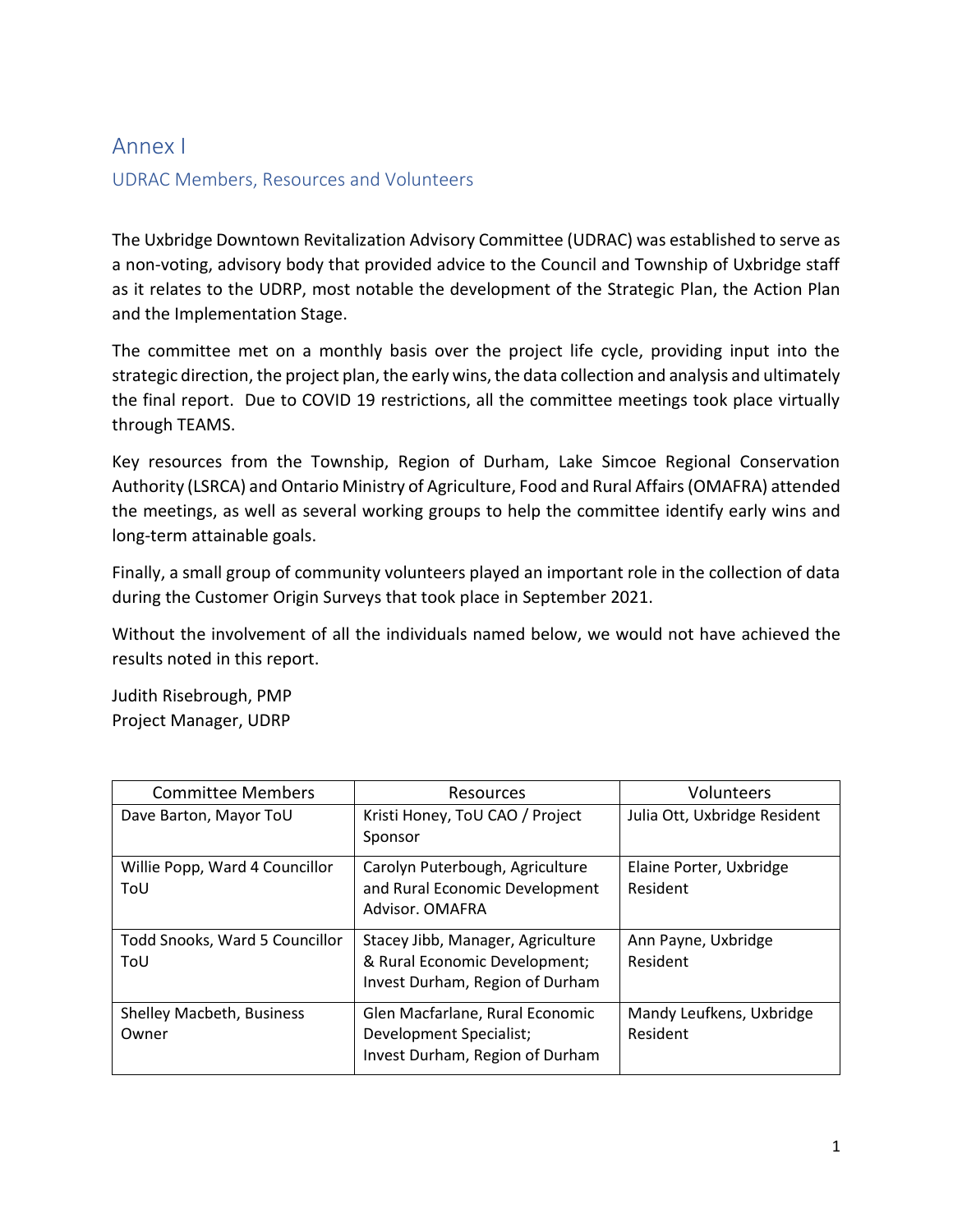# Annex I

## UDRAC Members, Resources and Volunteers

The Uxbridge Downtown Revitalization Advisory Committee (UDRAC) was established to serve as a non-voting, advisory body that provided advice to the Council and Township of Uxbridge staff as it relates to the UDRP, most notable the development of the Strategic Plan, the Action Plan and the Implementation Stage.

The committee met on a monthly basis over the project life cycle, providing input into the strategic direction, the project plan, the early wins, the data collection and analysis and ultimately the final report. Due to COVID 19 restrictions, all the committee meetings took place virtually through TEAMS.

Key resources from the Township, Region of Durham, Lake Simcoe Regional Conservation Authority (LSRCA) and Ontario Ministry of Agriculture, Food and Rural Affairs (OMAFRA) attended the meetings, as well as several working groups to help the committee identify early wins and long-term attainable goals.

Finally, a small group of community volunteers played an important role in the collection of data during the Customer Origin Surveys that took place in September 2021.

Without the involvement of all the individuals named below, we would not have achieved the results noted in this report.

Judith Risebrough, PMP
Project Manager, UDRP

| Committee Members | Resources | Volunteers |
|---|---|---|
| Dave Barton, Mayor ToU | Kristi Honey, ToU CAO / Project Sponsor | Julia Ott, Uxbridge Resident |
| Willie Popp, Ward 4 Councillor ToU | Carolyn Puterbough, Agriculture and Rural Economic Development Advisor. OMAFRA | Elaine Porter, Uxbridge Resident |
| Todd Snooks, Ward 5 Councillor ToU | Stacey Jibb, Manager, Agriculture & Rural Economic Development; Invest Durham, Region of Durham | Ann Payne, Uxbridge Resident |
| Shelley Macbeth, Business Owner | Glen Macfarlane, Rural Economic Development Specialist; Invest Durham, Region of Durham | Mandy Leufkens, Uxbridge Resident |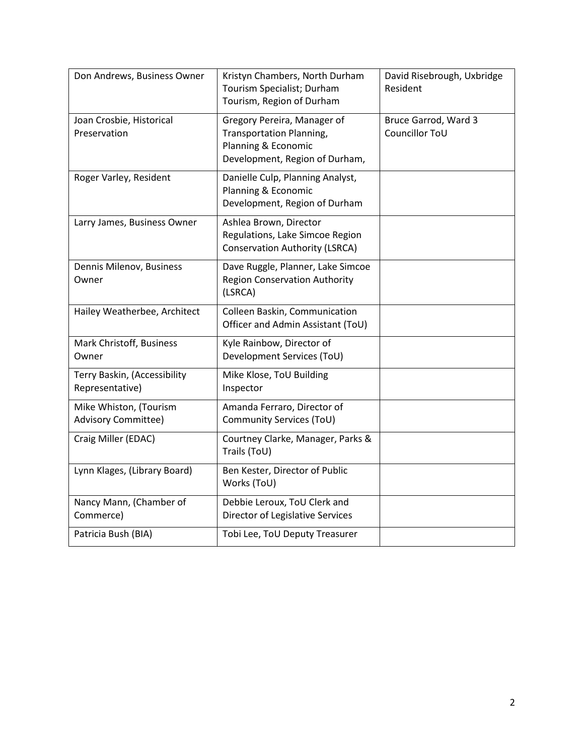| | | |
|---|---|---|
| Don Andrews, Business Owner | Kristyn Chambers, North Durham Tourism Specialist; Durham Tourism, Region of Durham | David Risebrough, Uxbridge Resident |
| Joan Crosbie, Historical Preservation | Gregory Pereira, Manager of Transportation Planning, Planning & Economic Development, Region of Durham, | Bruce Garrod, Ward 3 Councillor ToU |
| Roger Varley, Resident | Danielle Culp, Planning Analyst, Planning & Economic Development, Region of Durham | |
| Larry James, Business Owner | Ashlea Brown, Director Regulations, Lake Simcoe Region Conservation Authority (LSRCA) | |
| Dennis Milenov, Business Owner | Dave Ruggle, Planner, Lake Simcoe Region Conservation Authority (LSRCA) | |
| Hailey Weatherbee, Architect | Colleen Baskin, Communication Officer and Admin Assistant (ToU) | |
| Mark Christoff, Business Owner | Kyle Rainbow, Director of Development Services (ToU) | |
| Terry Baskin, (Accessibility Representative) | Mike Klose, ToU Building Inspector | |
| Mike Whiston, (Tourism Advisory Committee) | Amanda Ferraro, Director of Community Services (ToU) | |
| Craig Miller (EDAC) | Courtney Clarke, Manager, Parks & Trails (ToU) | |
| Lynn Klages, (Library Board) | Ben Kester, Director of Public Works (ToU) | |
| Nancy Mann, (Chamber of Commerce) | Debbie Leroux, ToU Clerk and Director of Legislative Services | |
| Patricia Bush (BIA) | Tobi Lee, ToU Deputy Treasurer | |